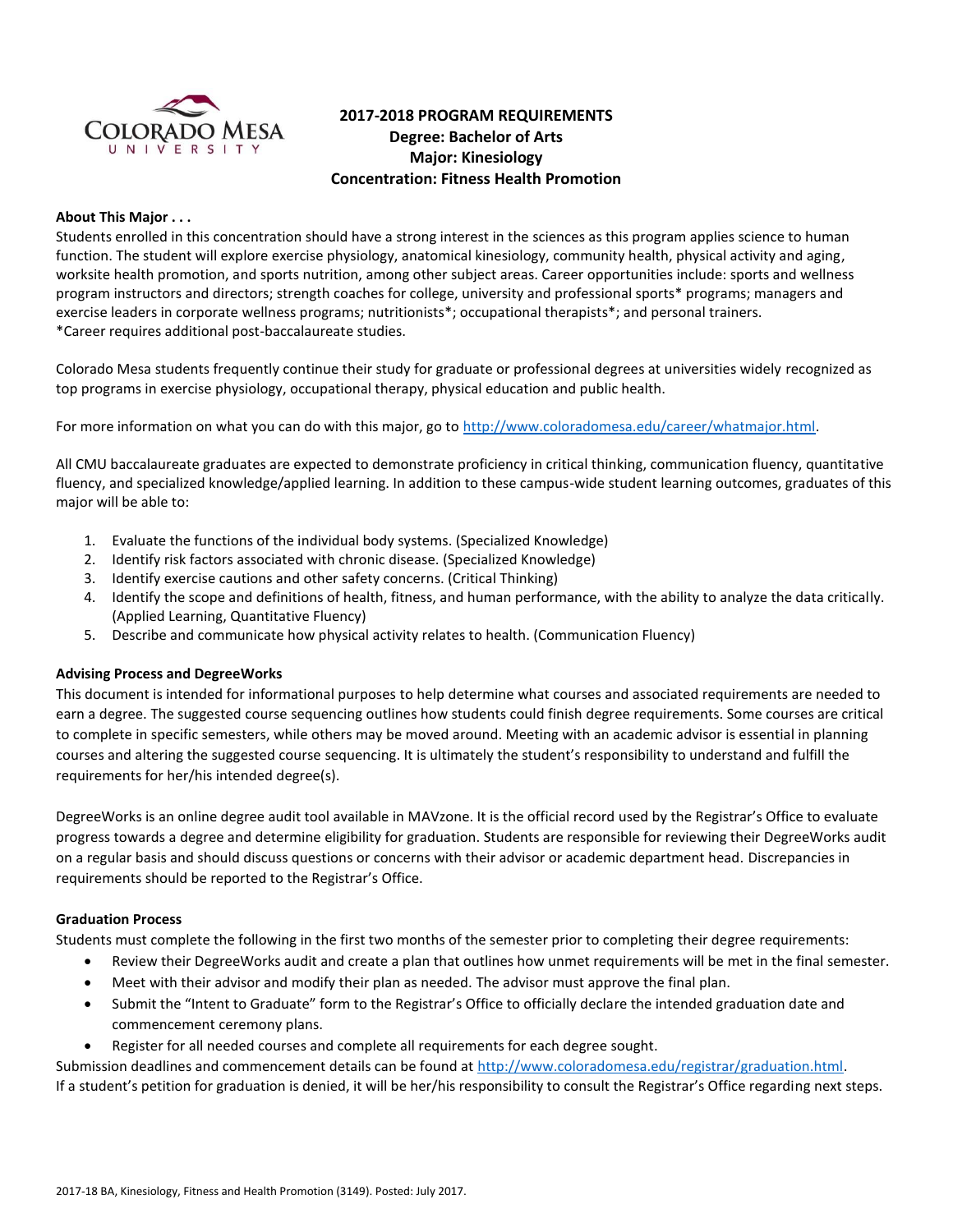# 2017-2018 PROGRAM REQUIREMENTS
## Degree: Bachelor of Arts
## Major: Kinesiology
## Concentration: Fitness Health Promotion

**About This Major . . .**

Students enrolled in this concentration should have a strong interest in the sciences as this program applies science to human function. The student will explore exercise physiology, anatomical kinesiology, community health, physical activity and aging, worksite health promotion, and sports nutrition, among other subject areas. Career opportunities include: sports and wellness program instructors and directors; strength coaches for college, university and professional sports* programs; managers and exercise leaders in corporate wellness programs; nutritionists*; occupational therapists*; and personal trainers.
*Career requires additional post-baccalaureate studies.

Colorado Mesa students frequently continue their study for graduate or professional degrees at universities widely recognized as top programs in exercise physiology, occupational therapy, physical education and public health.

For more information on what you can do with this major, go to http://www.coloradomesa.edu/career/whatmajor.html.

All CMU baccalaureate graduates are expected to demonstrate proficiency in critical thinking, communication fluency, quantitative fluency, and specialized knowledge/applied learning. In addition to these campus-wide student learning outcomes, graduates of this major will be able to:

1. Evaluate the functions of the individual body systems. (Specialized Knowledge)
2. Identify risk factors associated with chronic disease. (Specialized Knowledge)
3. Identify exercise cautions and other safety concerns. (Critical Thinking)
4. Identify the scope and definitions of health, fitness, and human performance, with the ability to analyze the data critically. (Applied Learning, Quantitative Fluency)
5. Describe and communicate how physical activity relates to health. (Communication Fluency)

**Advising Process and DegreeWorks**

This document is intended for informational purposes to help determine what courses and associated requirements are needed to earn a degree. The suggested course sequencing outlines how students could finish degree requirements. Some courses are critical to complete in specific semesters, while others may be moved around. Meeting with an academic advisor is essential in planning courses and altering the suggested course sequencing. It is ultimately the student's responsibility to understand and fulfill the requirements for her/his intended degree(s).

DegreeWorks is an online degree audit tool available in MAVzone. It is the official record used by the Registrar's Office to evaluate progress towards a degree and determine eligibility for graduation. Students are responsible for reviewing their DegreeWorks audit on a regular basis and should discuss questions or concerns with their advisor or academic department head. Discrepancies in requirements should be reported to the Registrar's Office.

**Graduation Process**

Students must complete the following in the first two months of the semester prior to completing their degree requirements:

- Review their DegreeWorks audit and create a plan that outlines how unmet requirements will be met in the final semester.
- Meet with their advisor and modify their plan as needed. The advisor must approve the final plan.
- Submit the "Intent to Graduate" form to the Registrar's Office to officially declare the intended graduation date and commencement ceremony plans.
- Register for all needed courses and complete all requirements for each degree sought.

Submission deadlines and commencement details can be found at http://www.coloradomesa.edu/registrar/graduation.html.
If a student's petition for graduation is denied, it will be her/his responsibility to consult the Registrar's Office regarding next steps.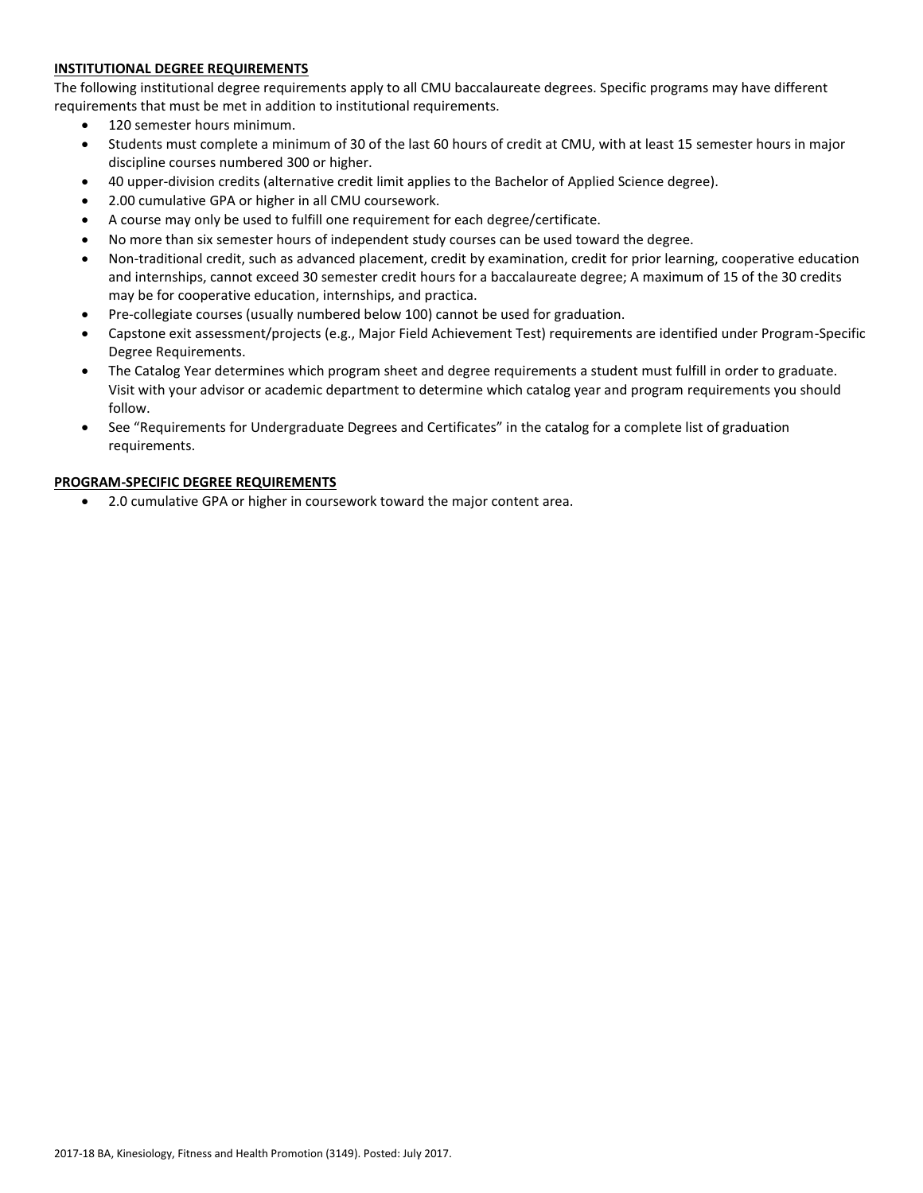**INSTITUTIONAL DEGREE REQUIREMENTS**

The following institutional degree requirements apply to all CMU baccalaureate degrees. Specific programs may have different requirements that must be met in addition to institutional requirements.

- 120 semester hours minimum.
- Students must complete a minimum of 30 of the last 60 hours of credit at CMU, with at least 15 semester hours in major discipline courses numbered 300 or higher.
- 40 upper-division credits (alternative credit limit applies to the Bachelor of Applied Science degree).
- 2.00 cumulative GPA or higher in all CMU coursework.
- A course may only be used to fulfill one requirement for each degree/certificate.
- No more than six semester hours of independent study courses can be used toward the degree.
- Non-traditional credit, such as advanced placement, credit by examination, credit for prior learning, cooperative education and internships, cannot exceed 30 semester credit hours for a baccalaureate degree; A maximum of 15 of the 30 credits may be for cooperative education, internships, and practica.
- Pre-collegiate courses (usually numbered below 100) cannot be used for graduation.
- Capstone exit assessment/projects (e.g., Major Field Achievement Test) requirements are identified under Program-Specific Degree Requirements.
- The Catalog Year determines which program sheet and degree requirements a student must fulfill in order to graduate. Visit with your advisor or academic department to determine which catalog year and program requirements you should follow.
- See "Requirements for Undergraduate Degrees and Certificates" in the catalog for a complete list of graduation requirements.

**PROGRAM-SPECIFIC DEGREE REQUIREMENTS**

- 2.0 cumulative GPA or higher in coursework toward the major content area.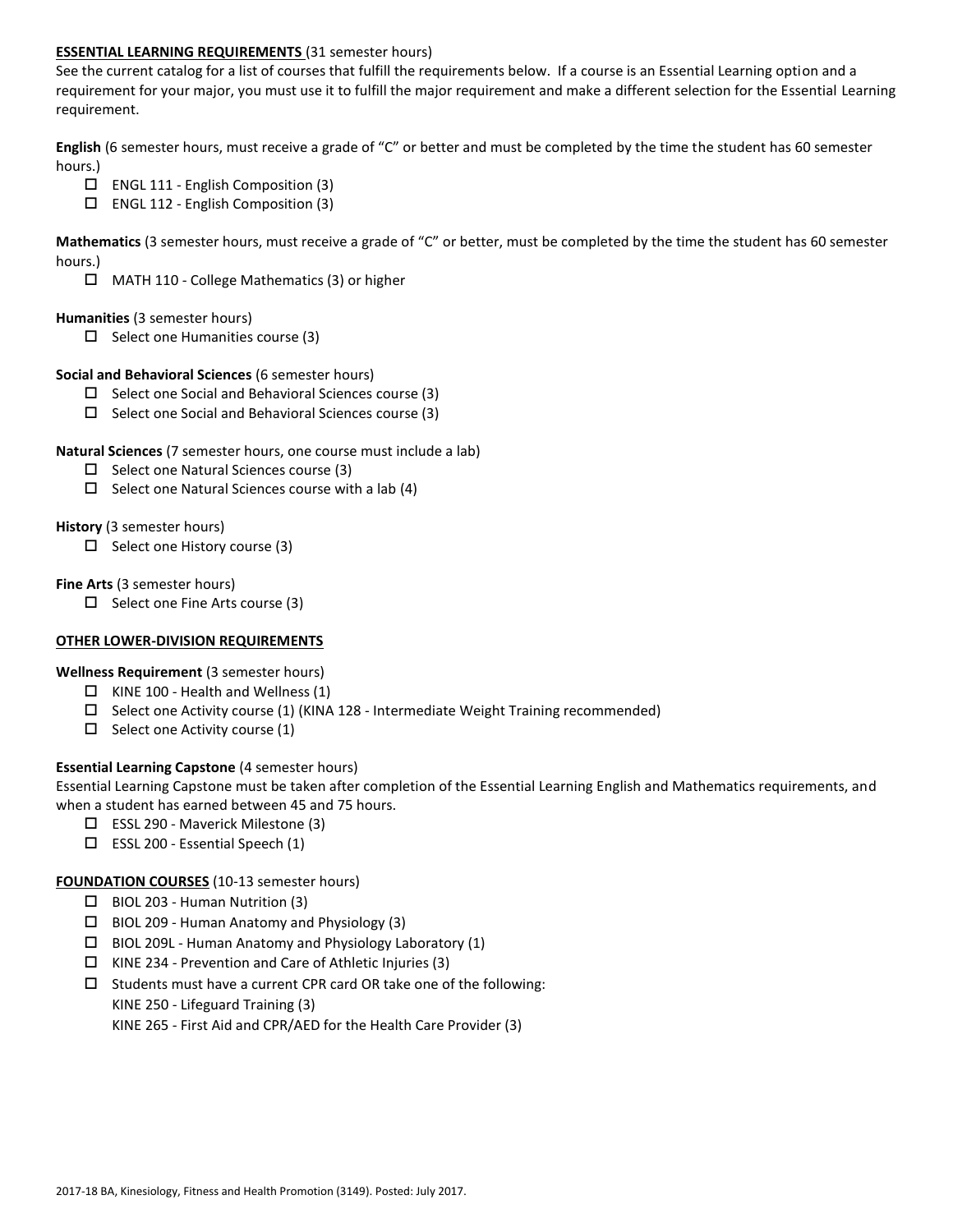**ESSENTIAL LEARNING REQUIREMENTS** (31 semester hours)

See the current catalog for a list of courses that fulfill the requirements below. If a course is an Essential Learning option and a requirement for your major, you must use it to fulfill the major requirement and make a different selection for the Essential Learning requirement.

**English** (6 semester hours, must receive a grade of "C" or better and must be completed by the time the student has 60 semester hours.)

- ☐ ENGL 111 - English Composition (3)
- ☐ ENGL 112 - English Composition (3)

**Mathematics** (3 semester hours, must receive a grade of "C" or better, must be completed by the time the student has 60 semester hours.)

- ☐ MATH 110 - College Mathematics (3) or higher

**Humanities** (3 semester hours)

- ☐ Select one Humanities course (3)

**Social and Behavioral Sciences** (6 semester hours)

- ☐ Select one Social and Behavioral Sciences course (3)
- ☐ Select one Social and Behavioral Sciences course (3)

**Natural Sciences** (7 semester hours, one course must include a lab)

- ☐ Select one Natural Sciences course (3)
- ☐ Select one Natural Sciences course with a lab (4)

**History** (3 semester hours)

- ☐ Select one History course (3)

**Fine Arts** (3 semester hours)

- ☐ Select one Fine Arts course (3)

**OTHER LOWER-DIVISION REQUIREMENTS**

**Wellness Requirement** (3 semester hours)

- ☐ KINE 100 - Health and Wellness (1)
- ☐ Select one Activity course (1) (KINA 128 - Intermediate Weight Training recommended)
- ☐ Select one Activity course (1)

**Essential Learning Capstone** (4 semester hours)

Essential Learning Capstone must be taken after completion of the Essential Learning English and Mathematics requirements, and when a student has earned between 45 and 75 hours.

- ☐ ESSL 290 - Maverick Milestone (3)
- ☐ ESSL 200 - Essential Speech (1)

**FOUNDATION COURSES** (10-13 semester hours)

- ☐ BIOL 203 - Human Nutrition (3)
- ☐ BIOL 209 - Human Anatomy and Physiology (3)
- ☐ BIOL 209L - Human Anatomy and Physiology Laboratory (1)
- ☐ KINE 234 - Prevention and Care of Athletic Injuries (3)
- ☐ Students must have a current CPR card OR take one of the following:
  KINE 250 - Lifeguard Training (3)
  KINE 265 - First Aid and CPR/AED for the Health Care Provider (3)

2017-18 BA, Kinesiology, Fitness and Health Promotion (3149). Posted: July 2017.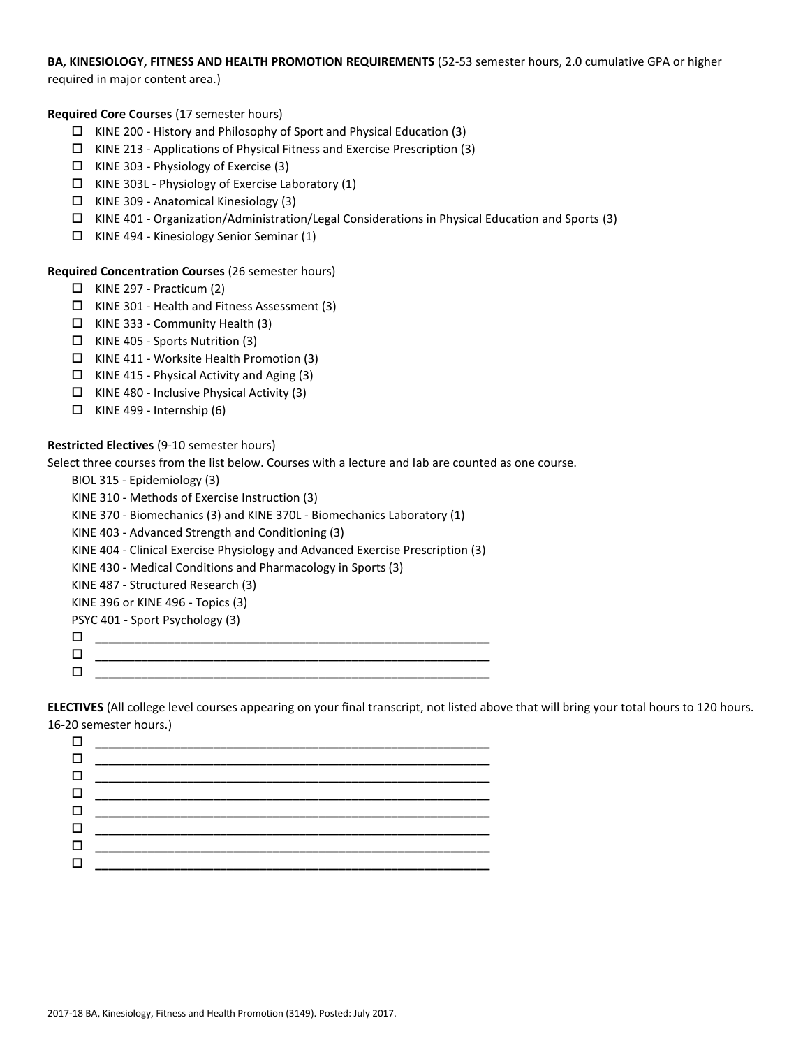**BA, KINESIOLOGY, FITNESS AND HEALTH PROMOTION REQUIREMENTS** (52-53 semester hours, 2.0 cumulative GPA or higher required in major content area.)

**Required Core Courses** (17 semester hours)

- ☐ KINE 200 - History and Philosophy of Sport and Physical Education (3)
- ☐ KINE 213 - Applications of Physical Fitness and Exercise Prescription (3)
- ☐ KINE 303 - Physiology of Exercise (3)
- ☐ KINE 303L - Physiology of Exercise Laboratory (1)
- ☐ KINE 309 - Anatomical Kinesiology (3)
- ☐ KINE 401 - Organization/Administration/Legal Considerations in Physical Education and Sports (3)
- ☐ KINE 494 - Kinesiology Senior Seminar (1)

**Required Concentration Courses** (26 semester hours)

- ☐ KINE 297 - Practicum (2)
- ☐ KINE 301 - Health and Fitness Assessment (3)
- ☐ KINE 333 - Community Health (3)
- ☐ KINE 405 - Sports Nutrition (3)
- ☐ KINE 411 - Worksite Health Promotion (3)
- ☐ KINE 415 - Physical Activity and Aging (3)
- ☐ KINE 480 - Inclusive Physical Activity (3)
- ☐ KINE 499 - Internship (6)

**Restricted Electives** (9-10 semester hours)

Select three courses from the list below. Courses with a lecture and lab are counted as one course.

BIOL 315 - Epidemiology (3)
KINE 310 - Methods of Exercise Instruction (3)
KINE 370 - Biomechanics (3) and KINE 370L - Biomechanics Laboratory (1)
KINE 403 - Advanced Strength and Conditioning (3)
KINE 404 - Clinical Exercise Physiology and Advanced Exercise Prescription (3)
KINE 430 - Medical Conditions and Pharmacology in Sports (3)
KINE 487 - Structured Research (3)
KINE 396 or KINE 496 - Topics (3)
PSYC 401 - Sport Psychology (3)

- ☐ ____________________________________________
- ☐ ____________________________________________
- ☐ ____________________________________________

**ELECTIVES** (All college level courses appearing on your final transcript, not listed above that will bring your total hours to 120 hours. 16-20 semester hours.)

- ☐ ____________________________________________
- ☐ ____________________________________________
- ☐ ____________________________________________
- ☐ ____________________________________________
- ☐ ____________________________________________
- ☐ ____________________________________________
- ☐ ____________________________________________
- ☐ ____________________________________________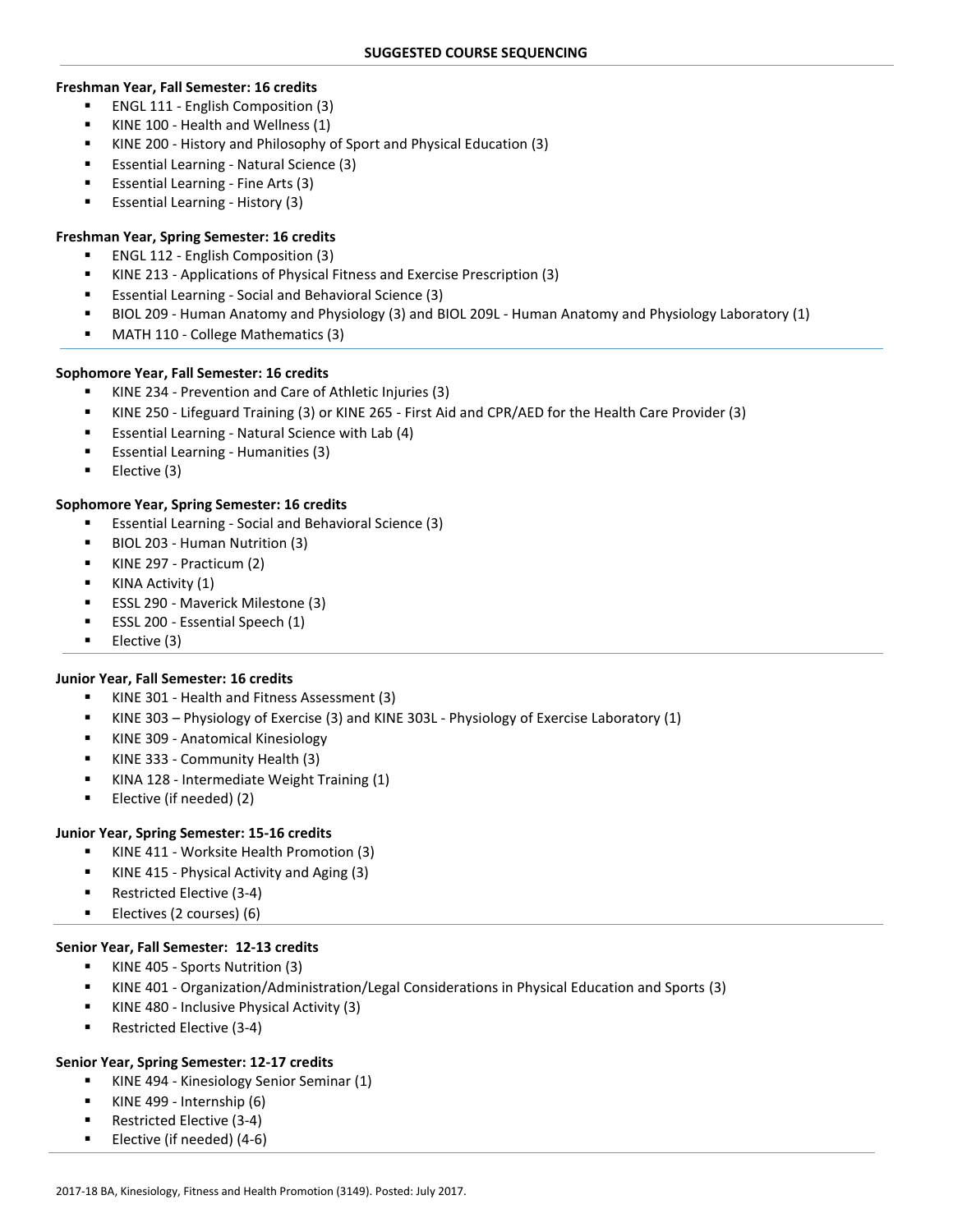## SUGGESTED COURSE SEQUENCING

**Freshman Year, Fall Semester: 16 credits**

- ENGL 111 - English Composition (3)
- KINE 100 - Health and Wellness (1)
- KINE 200 - History and Philosophy of Sport and Physical Education (3)
- Essential Learning - Natural Science (3)
- Essential Learning - Fine Arts (3)
- Essential Learning - History (3)

**Freshman Year, Spring Semester: 16 credits**

- ENGL 112 - English Composition (3)
- KINE 213 - Applications of Physical Fitness and Exercise Prescription (3)
- Essential Learning - Social and Behavioral Science (3)
- BIOL 209 - Human Anatomy and Physiology (3) and BIOL 209L - Human Anatomy and Physiology Laboratory (1)
- MATH 110 - College Mathematics (3)

**Sophomore Year, Fall Semester: 16 credits**

- KINE 234 - Prevention and Care of Athletic Injuries (3)
- KINE 250 - Lifeguard Training (3) or KINE 265 - First Aid and CPR/AED for the Health Care Provider (3)
- Essential Learning - Natural Science with Lab (4)
- Essential Learning - Humanities (3)
- Elective (3)

**Sophomore Year, Spring Semester: 16 credits**

- Essential Learning - Social and Behavioral Science (3)
- BIOL 203 - Human Nutrition (3)
- KINE 297 - Practicum (2)
- KINA Activity (1)
- ESSL 290 - Maverick Milestone (3)
- ESSL 200 - Essential Speech (1)
- Elective (3)

**Junior Year, Fall Semester: 16 credits**

- KINE 301 - Health and Fitness Assessment (3)
- KINE 303 – Physiology of Exercise (3) and KINE 303L - Physiology of Exercise Laboratory (1)
- KINE 309 - Anatomical Kinesiology
- KINE 333 - Community Health (3)
- KINA 128 - Intermediate Weight Training (1)
- Elective (if needed) (2)

**Junior Year, Spring Semester: 15-16 credits**

- KINE 411 - Worksite Health Promotion (3)
- KINE 415 - Physical Activity and Aging (3)
- Restricted Elective (3-4)
- Electives (2 courses) (6)

**Senior Year, Fall Semester: 12-13 credits**

- KINE 405 - Sports Nutrition (3)
- KINE 401 - Organization/Administration/Legal Considerations in Physical Education and Sports (3)
- KINE 480 - Inclusive Physical Activity (3)
- Restricted Elective (3-4)

**Senior Year, Spring Semester: 12-17 credits**

- KINE 494 - Kinesiology Senior Seminar (1)
- KINE 499 - Internship (6)
- Restricted Elective (3-4)
- Elective (if needed) (4-6)

2017-18 BA, Kinesiology, Fitness and Health Promotion (3149). Posted: July 2017.